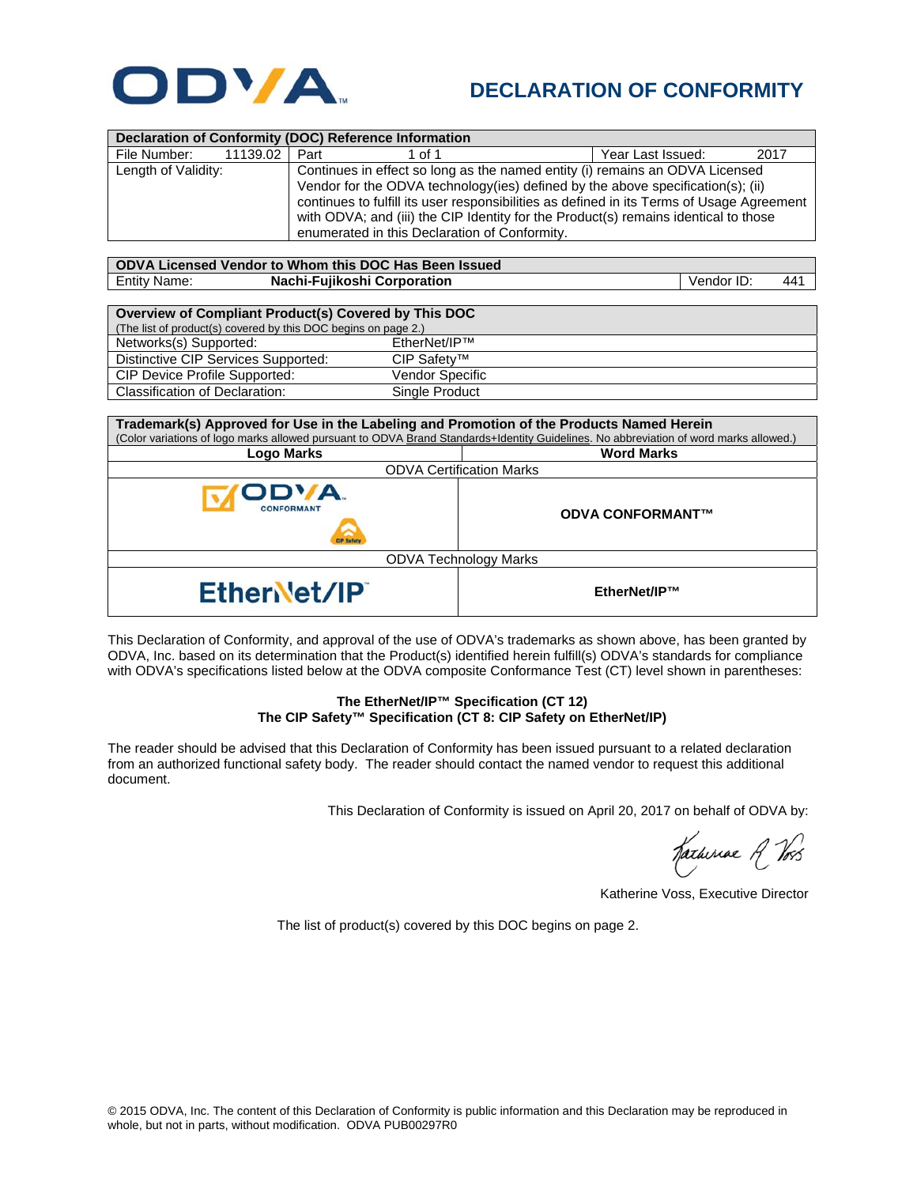# DECLARATION OF CONFORMITY

| Declaration of Conformity (DOC) Reference Information | | | |
|---|---|---|---|
| File Number: 11139.02 | Part 1 of 1 | Year Last Issued: | 2017 |
| Length of Validity: | Continues in effect so long as the named entity (i) remains an ODVA Licensed Vendor for the ODVA technology(ies) defined by the above specification(s); (ii) continues to fulfill its user responsibilities as defined in its Terms of Usage Agreement with ODVA; and (iii) the CIP Identity for the Product(s) remains identical to those enumerated in this Declaration of Conformity. | | |

| ODVA Licensed Vendor to Whom this DOC Has Been Issued | | | |
|---|---|---|---|
| Entity Name: | **Nachi-Fujikoshi Corporation** | Vendor ID: | 441 |

| Overview of Compliant Product(s) Covered by This DOC (The list of product(s) covered by this DOC begins on page 2.) | |
|---|---|
| Networks(s) Supported: | EtherNet/IP™ |
| Distinctive CIP Services Supported: | CIP Safety™ |
| CIP Device Profile Supported: | Vendor Specific |
| Classification of Declaration: | Single Product |

**Trademark(s) Approved for Use in the Labeling and Promotion of the Products Named Herein**
(Color variations of logo marks allowed pursuant to ODVA Brand Standards+Identity Guidelines. No abbreviation of word marks allowed.)

| Logo Marks | Word Marks |
|---|---|
| ODVA Certification Marks | |
| ODVA CONFORMANT (CIP Safety) | **ODVA CONFORMANT™** |
| ODVA Technology Marks | |
| EtherNet/IP | **EtherNet/IP™** |

This Declaration of Conformity, and approval of the use of ODVA's trademarks as shown above, has been granted by ODVA, Inc. based on its determination that the Product(s) identified herein fulfill(s) ODVA's standards for compliance with ODVA's specifications listed below at the ODVA composite Conformance Test (CT) level shown in parentheses:

**The EtherNet/IP™ Specification (CT 12)**
**The CIP Safety™ Specification (CT 8: CIP Safety on EtherNet/IP)**

The reader should be advised that this Declaration of Conformity has been issued pursuant to a related declaration from an authorized functional safety body. The reader should contact the named vendor to request this additional document.

This Declaration of Conformity is issued on April 20, 2017 on behalf of ODVA by:

Katherine Voss, Executive Director

The list of product(s) covered by this DOC begins on page 2.

© 2015 ODVA, Inc. The content of this Declaration of Conformity is public information and this Declaration may be reproduced in whole, but not in parts, without modification. ODVA PUB00297R0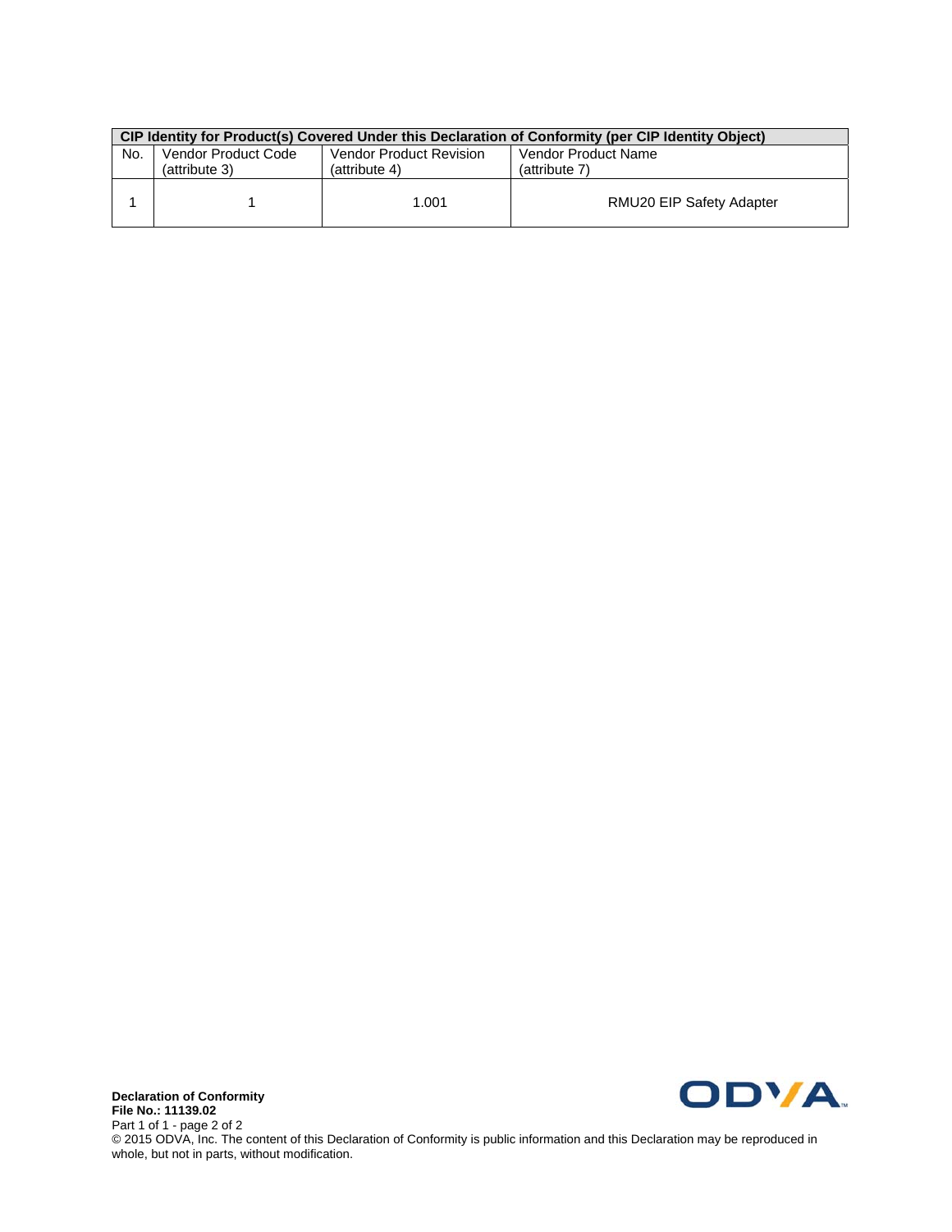| CIP Identity for Product(s) Covered Under this Declaration of Conformity (per CIP Identity Object) | | | |
|---|---|---|---|
| No. | Vendor Product Code (attribute 3) | Vendor Product Revision (attribute 4) | Vendor Product Name (attribute 7) |
| 1 | 1 | 1.001 | RMU20 EIP Safety Adapter |

**Declaration of Conformity**
**File No.: 11139.02**
Part 1 of 1 - page 2 of 2
© 2015 ODVA, Inc. The content of this Declaration of Conformity is public information and this Declaration may be reproduced in whole, but not in parts, without modification.